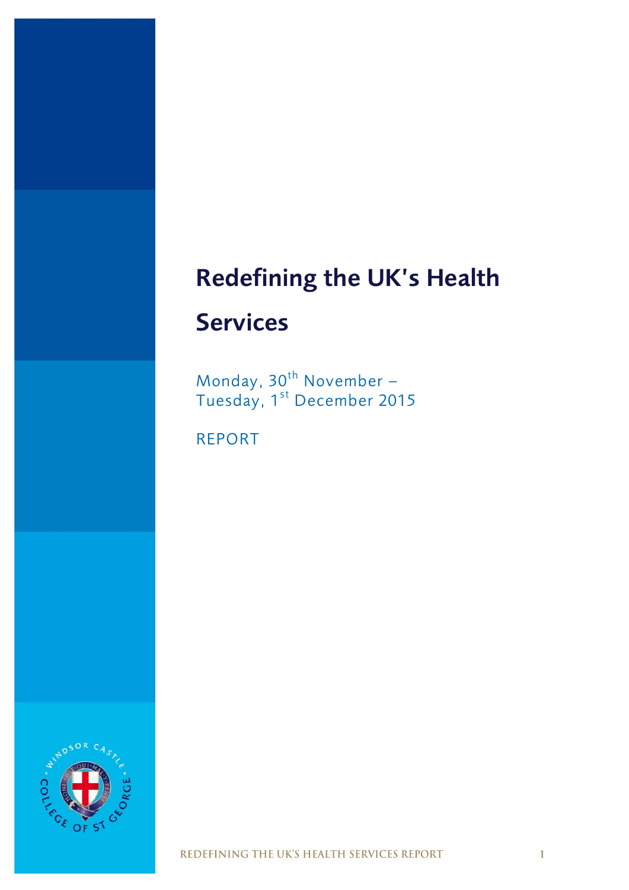# Redefining the UK's Health Services

Monday, 30th November –
Tuesday, 1st December 2015

REPORT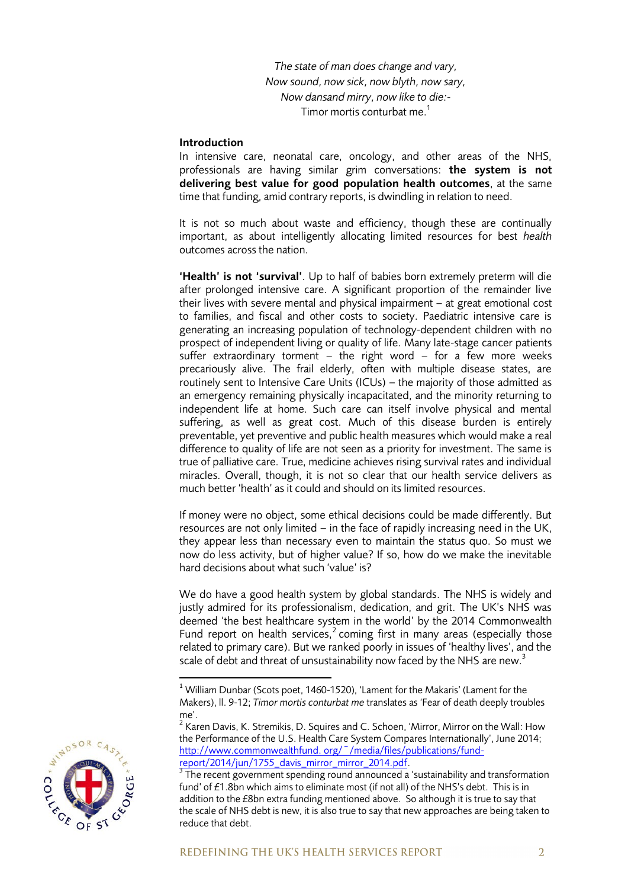*The state of man does change and vary,*
*Now sound, now sick, now blyth, now sary,*
*Now dansand mirry, now like to die:-*
Timor mortis conturbat me.[1]

**Introduction**

In intensive care, neonatal care, oncology, and other areas of the NHS, professionals are having similar grim conversations: **the system is not delivering best value for good population health outcomes**, at the same time that funding, amid contrary reports, is dwindling in relation to need.

It is not so much about waste and efficiency, though these are continually important, as about intelligently allocating limited resources for best *health* outcomes across the nation.

**'Health' is not 'survival'**. Up to half of babies born extremely preterm will die after prolonged intensive care. A significant proportion of the remainder live their lives with severe mental and physical impairment – at great emotional cost to families, and fiscal and other costs to society. Paediatric intensive care is generating an increasing population of technology-dependent children with no prospect of independent living or quality of life. Many late-stage cancer patients suffer extraordinary torment – the right word – for a few more weeks precariously alive. The frail elderly, often with multiple disease states, are routinely sent to Intensive Care Units (ICUs) – the majority of those admitted as an emergency remaining physically incapacitated, and the minority returning to independent life at home. Such care can itself involve physical and mental suffering, as well as great cost. Much of this disease burden is entirely preventable, yet preventive and public health measures which would make a real difference to quality of life are not seen as a priority for investment. The same is true of palliative care. True, medicine achieves rising survival rates and individual miracles. Overall, though, it is not so clear that our health service delivers as much better 'health' as it could and should on its limited resources.

If money were no object, some ethical decisions could be made differently. But resources are not only limited – in the face of rapidly increasing need in the UK, they appear less than necessary even to maintain the status quo. So must we now do less activity, but of higher value? If so, how do we make the inevitable hard decisions about what such 'value' is?

We do have a good health system by global standards. The NHS is widely and justly admired for its professionalism, dedication, and grit. The UK's NHS was deemed 'the best healthcare system in the world' by the 2014 Commonwealth Fund report on health services,[2] coming first in many areas (especially those related to primary care). But we ranked poorly in issues of 'healthy lives', and the scale of debt and threat of unsustainability now faced by the NHS are new.[3]

---

[1] William Dunbar (Scots poet, 1460-1520), 'Lament for the Makaris' (Lament for the Makers), ll. 9-12; *Timor mortis conturbat me* translates as 'Fear of death deeply troubles me'.

[2] Karen Davis, K. Stremikis, D. Squires and C. Schoen, 'Mirror, Mirror on the Wall: How the Performance of the U.S. Health Care System Compares Internationally', June 2014; http://www.commonwealthfund. org/~/media/files/publications/fund-report/2014/jun/1755_davis_mirror_mirror_2014.pdf.

[3] The recent government spending round announced a 'sustainability and transformation fund' of £1.8bn which aims to eliminate most (if not all) of the NHS's debt. This is in addition to the £8bn extra funding mentioned above. So although it is true to say that the scale of NHS debt is new, it is also true to say that new approaches are being taken to reduce that debt.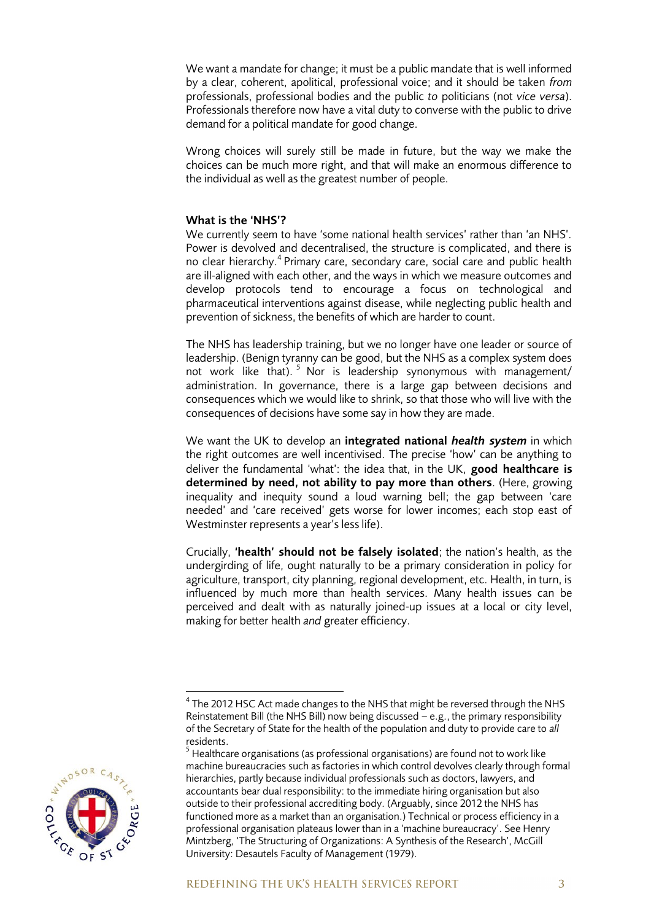We want a mandate for change; it must be a public mandate that is well informed by a clear, coherent, apolitical, professional voice; and it should be taken *from* professionals, professional bodies and the public *to* politicians (not *vice versa*). Professionals therefore now have a vital duty to converse with the public to drive demand for a political mandate for good change.

Wrong choices will surely still be made in future, but the way we make the choices can be much more right, and that will make an enormous difference to the individual as well as the greatest number of people.

**What is the 'NHS'?**

We currently seem to have 'some national health services' rather than 'an NHS'. Power is devolved and decentralised, the structure is complicated, and there is no clear hierarchy.[4] Primary care, secondary care, social care and public health are ill-aligned with each other, and the ways in which we measure outcomes and develop protocols tend to encourage a focus on technological and pharmaceutical interventions against disease, while neglecting public health and prevention of sickness, the benefits of which are harder to count.

The NHS has leadership training, but we no longer have one leader or source of leadership. (Benign tyranny can be good, but the NHS as a complex system does not work like that).[5] Nor is leadership synonymous with management/ administration. In governance, there is a large gap between decisions and consequences which we would like to shrink, so that those who will live with the consequences of decisions have some say in how they are made.

We want the UK to develop an **integrated national *health system*** in which the right outcomes are well incentivised. The precise 'how' can be anything to deliver the fundamental 'what': the idea that, in the UK, **good healthcare is determined by need, not ability to pay more than others**. (Here, growing inequality and inequity sound a loud warning bell; the gap between 'care needed' and 'care received' gets worse for lower incomes; each stop east of Westminster represents a year's less life).

Crucially, **'health' should not be falsely isolated**; the nation's health, as the undergirding of life, ought naturally to be a primary consideration in policy for agriculture, transport, city planning, regional development, etc. Health, in turn, is influenced by much more than health services. Many health issues can be perceived and dealt with as naturally joined-up issues at a local or city level, making for better health *and* greater efficiency.

---

[4] The 2012 HSC Act made changes to the NHS that might be reversed through the NHS Reinstatement Bill (the NHS Bill) now being discussed – e.g., the primary responsibility of the Secretary of State for the health of the population and duty to provide care to *all* residents.

[5] Healthcare organisations (as professional organisations) are found not to work like machine bureaucracies such as factories in which control devolves clearly through formal hierarchies, partly because individual professionals such as doctors, lawyers, and accountants bear dual responsibility: to the immediate hiring organisation but also outside to their professional accrediting body. (Arguably, since 2012 the NHS has functioned more as a market than an organisation.) Technical or process efficiency in a professional organisation plateaus lower than in a 'machine bureaucracy'. See Henry Mintzberg, 'The Structuring of Organizations: A Synthesis of the Research', McGill University: Desautels Faculty of Management (1979).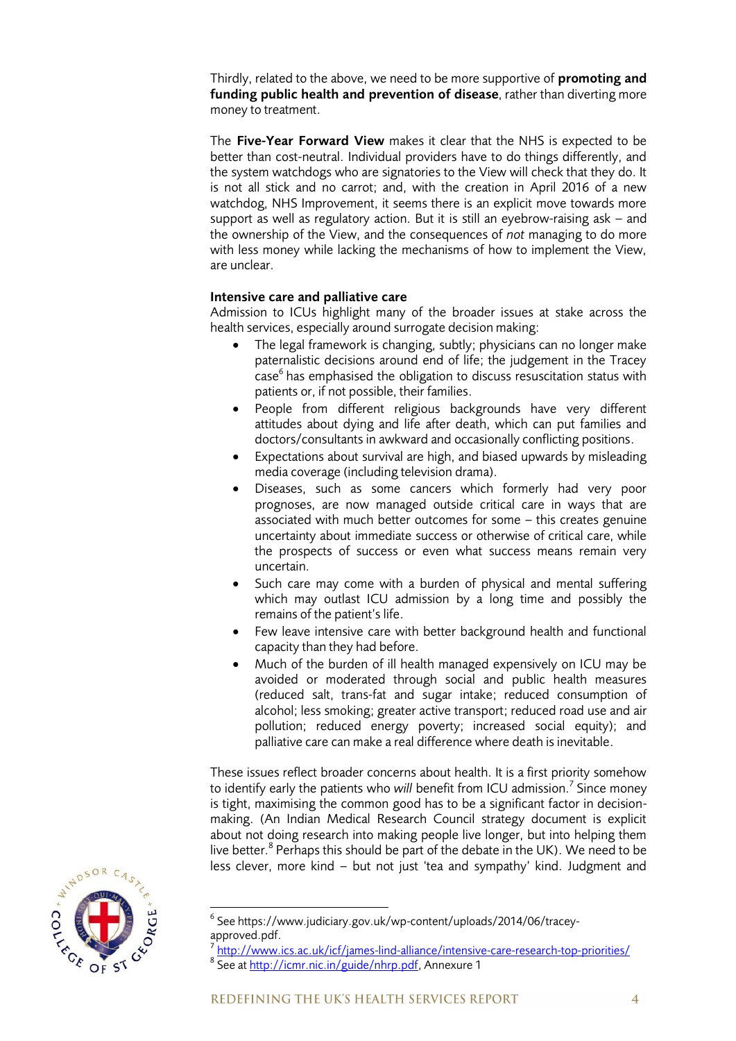Thirdly, related to the above, we need to be more supportive of **promoting and funding public health and prevention of disease**, rather than diverting more money to treatment.

The **Five-Year Forward View** makes it clear that the NHS is expected to be better than cost-neutral. Individual providers have to do things differently, and the system watchdogs who are signatories to the View will check that they do. It is not all stick and no carrot; and, with the creation in April 2016 of a new watchdog, NHS Improvement, it seems there is an explicit move towards more support as well as regulatory action. But it is still an eyebrow-raising ask – and the ownership of the View, and the consequences of *not* managing to do more with less money while lacking the mechanisms of how to implement the View, are unclear.

**Intensive care and palliative care**

Admission to ICUs highlight many of the broader issues at stake across the health services, especially around surrogate decision making:

- The legal framework is changing, subtly; physicians can no longer make paternalistic decisions around end of life; the judgement in the Tracey case[6] has emphasised the obligation to discuss resuscitation status with patients or, if not possible, their families.
- People from different religious backgrounds have very different attitudes about dying and life after death, which can put families and doctors/consultants in awkward and occasionally conflicting positions.
- Expectations about survival are high, and biased upwards by misleading media coverage (including television drama).
- Diseases, such as some cancers which formerly had very poor prognoses, are now managed outside critical care in ways that are associated with much better outcomes for some – this creates genuine uncertainty about immediate success or otherwise of critical care, while the prospects of success or even what success means remain very uncertain.
- Such care may come with a burden of physical and mental suffering which may outlast ICU admission by a long time and possibly the remains of the patient's life.
- Few leave intensive care with better background health and functional capacity than they had before.
- Much of the burden of ill health managed expensively on ICU may be avoided or moderated through social and public health measures (reduced salt, trans-fat and sugar intake; reduced consumption of alcohol; less smoking; greater active transport; reduced road use and air pollution; reduced energy poverty; increased social equity); and palliative care can make a real difference where death is inevitable.

These issues reflect broader concerns about health. It is a first priority somehow to identify early the patients who *will* benefit from ICU admission.[7] Since money is tight, maximising the common good has to be a significant factor in decision-making. (An Indian Medical Research Council strategy document is explicit about not doing research into making people live longer, but into helping them live better.[8] Perhaps this should be part of the debate in the UK). We need to be less clever, more kind – but not just 'tea and sympathy' kind. Judgment and

---

[6] See https://www.judiciary.gov.uk/wp-content/uploads/2014/06/tracey-approved.pdf.

[7] http://www.ics.ac.uk/icf/james-lind-alliance/intensive-care-research-top-priorities/

[8] See at http://icmr.nic.in/guide/nhrp.pdf, Annexure 1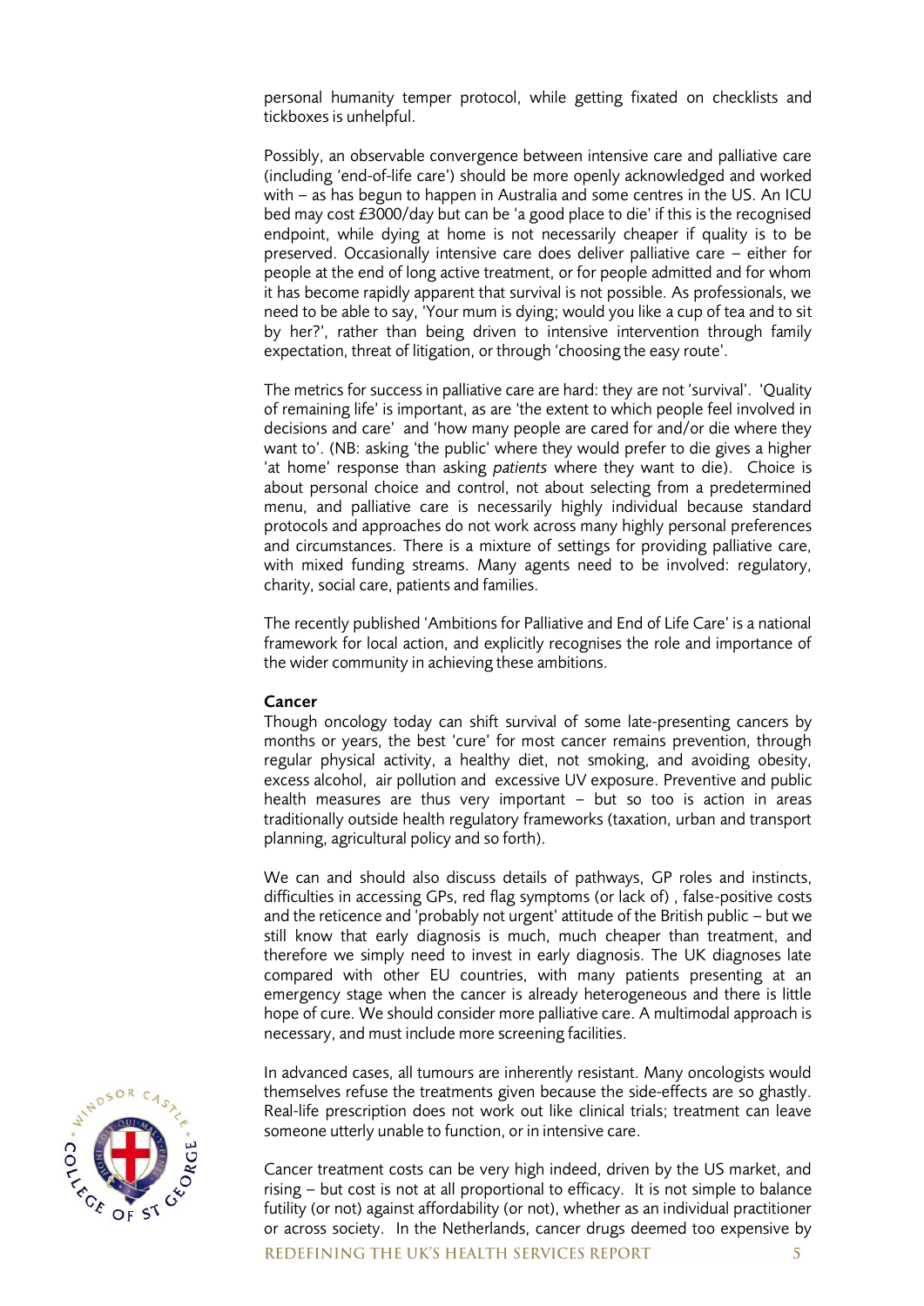personal humanity temper protocol, while getting fixated on checklists and tickboxes is unhelpful.

Possibly, an observable convergence between intensive care and palliative care (including 'end-of-life care') should be more openly acknowledged and worked with – as has begun to happen in Australia and some centres in the US. An ICU bed may cost £3000/day but can be 'a good place to die' if this is the recognised endpoint, while dying at home is not necessarily cheaper if quality is to be preserved. Occasionally intensive care does deliver palliative care – either for people at the end of long active treatment, or for people admitted and for whom it has become rapidly apparent that survival is not possible. As professionals, we need to be able to say, 'Your mum is dying; would you like a cup of tea and to sit by her?', rather than being driven to intensive intervention through family expectation, threat of litigation, or through 'choosing the easy route'.

The metrics for success in palliative care are hard: they are not 'survival'. 'Quality of remaining life' is important, as are 'the extent to which people feel involved in decisions and care' and 'how many people are cared for and/or die where they want to'. (NB: asking 'the public' where they would prefer to die gives a higher 'at home' response than asking *patients* where they want to die). Choice is about personal choice and control, not about selecting from a predetermined menu, and palliative care is necessarily highly individual because standard protocols and approaches do not work across many highly personal preferences and circumstances. There is a mixture of settings for providing palliative care, with mixed funding streams. Many agents need to be involved: regulatory, charity, social care, patients and families.

The recently published 'Ambitions for Palliative and End of Life Care' is a national framework for local action, and explicitly recognises the role and importance of the wider community in achieving these ambitions.

**Cancer**

Though oncology today can shift survival of some late-presenting cancers by months or years, the best 'cure' for most cancer remains prevention, through regular physical activity, a healthy diet, not smoking, and avoiding obesity, excess alcohol, air pollution and excessive UV exposure. Preventive and public health measures are thus very important – but so too is action in areas traditionally outside health regulatory frameworks (taxation, urban and transport planning, agricultural policy and so forth).

We can and should also discuss details of pathways, GP roles and instincts, difficulties in accessing GPs, red flag symptoms (or lack of) , false-positive costs and the reticence and 'probably not urgent' attitude of the British public – but we still know that early diagnosis is much, much cheaper than treatment, and therefore we simply need to invest in early diagnosis. The UK diagnoses late compared with other EU countries, with many patients presenting at an emergency stage when the cancer is already heterogeneous and there is little hope of cure. We should consider more palliative care. A multimodal approach is necessary, and must include more screening facilities.

In advanced cases, all tumours are inherently resistant. Many oncologists would themselves refuse the treatments given because the side-effects are so ghastly. Real-life prescription does not work out like clinical trials; treatment can leave someone utterly unable to function, or in intensive care.

Cancer treatment costs can be very high indeed, driven by the US market, and rising – but cost is not at all proportional to efficacy. It is not simple to balance futility (or not) against affordability (or not), whether as an individual practitioner or across society. In the Netherlands, cancer drugs deemed too expensive by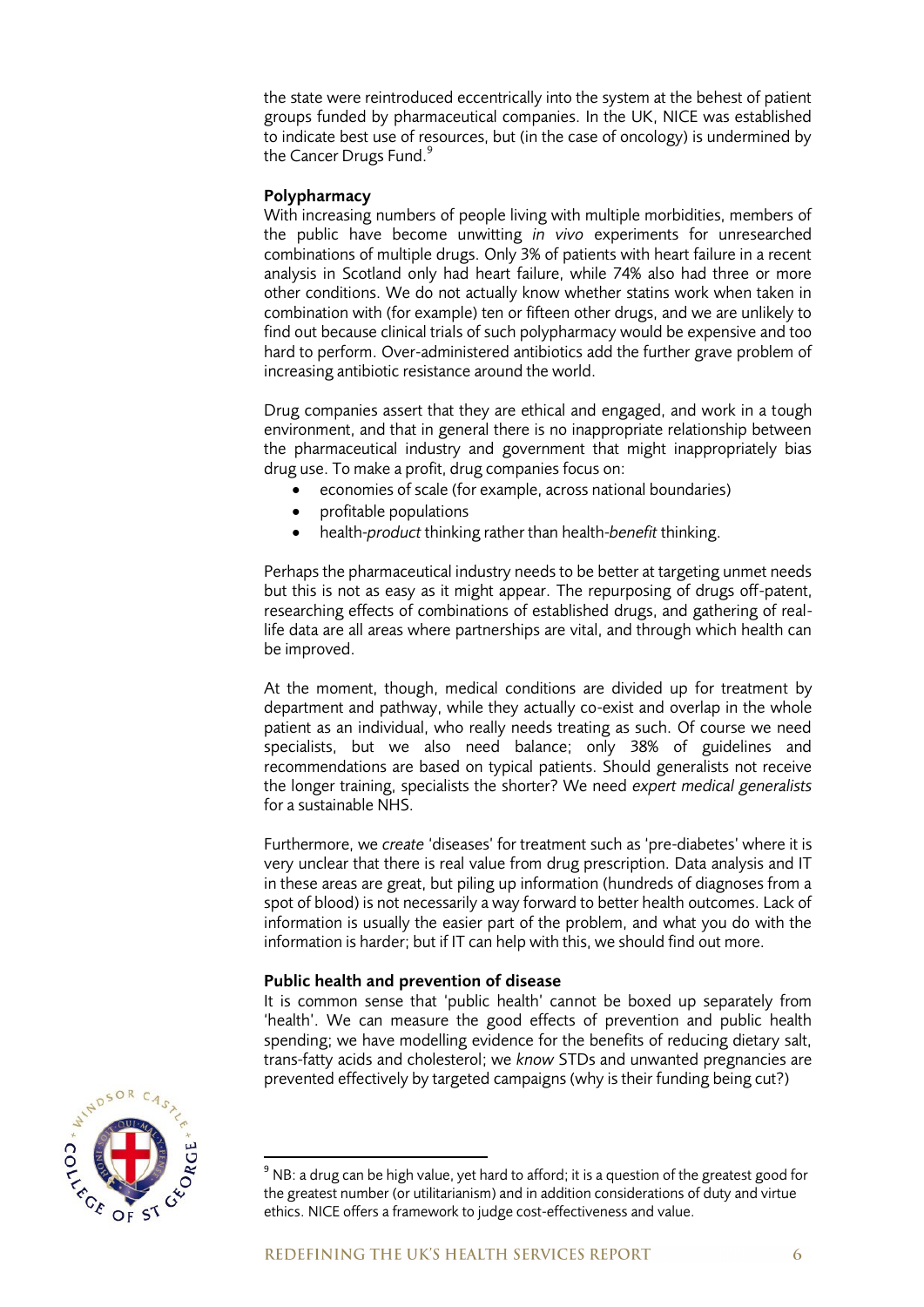the state were reintroduced eccentrically into the system at the behest of patient groups funded by pharmaceutical companies. In the UK, NICE was established to indicate best use of resources, but (in the case of oncology) is undermined by the Cancer Drugs Fund.[9]

**Polypharmacy**

With increasing numbers of people living with multiple morbidities, members of the public have become unwitting *in vivo* experiments for unresearched combinations of multiple drugs. Only 3% of patients with heart failure in a recent analysis in Scotland only had heart failure, while 74% also had three or more other conditions. We do not actually know whether statins work when taken in combination with (for example) ten or fifteen other drugs, and we are unlikely to find out because clinical trials of such polypharmacy would be expensive and too hard to perform. Over-administered antibiotics add the further grave problem of increasing antibiotic resistance around the world.

Drug companies assert that they are ethical and engaged, and work in a tough environment, and that in general there is no inappropriate relationship between the pharmaceutical industry and government that might inappropriately bias drug use. To make a profit, drug companies focus on:

- economies of scale (for example, across national boundaries)
- profitable populations
- health-*product* thinking rather than health-*benefit* thinking.

Perhaps the pharmaceutical industry needs to be better at targeting unmet needs but this is not as easy as it might appear. The repurposing of drugs off-patent, researching effects of combinations of established drugs, and gathering of real-life data are all areas where partnerships are vital, and through which health can be improved.

At the moment, though, medical conditions are divided up for treatment by department and pathway, while they actually co-exist and overlap in the whole patient as an individual, who really needs treating as such. Of course we need specialists, but we also need balance; only 38% of guidelines and recommendations are based on typical patients. Should generalists not receive the longer training, specialists the shorter? We need *expert medical generalists* for a sustainable NHS.

Furthermore, we *create* 'diseases' for treatment such as 'pre-diabetes' where it is very unclear that there is real value from drug prescription. Data analysis and IT in these areas are great, but piling up information (hundreds of diagnoses from a spot of blood) is not necessarily a way forward to better health outcomes. Lack of information is usually the easier part of the problem, and what you do with the information is harder; but if IT can help with this, we should find out more.

**Public health and prevention of disease**

It is common sense that 'public health' cannot be boxed up separately from 'health'. We can measure the good effects of prevention and public health spending; we have modelling evidence for the benefits of reducing dietary salt, trans-fatty acids and cholesterol; we *know* STDs and unwanted pregnancies are prevented effectively by targeted campaigns (why is their funding being cut?)

[9] NB: a drug can be high value, yet hard to afford; it is a question of the greatest good for the greatest number (or utilitarianism) and in addition considerations of duty and virtue ethics. NICE offers a framework to judge cost-effectiveness and value.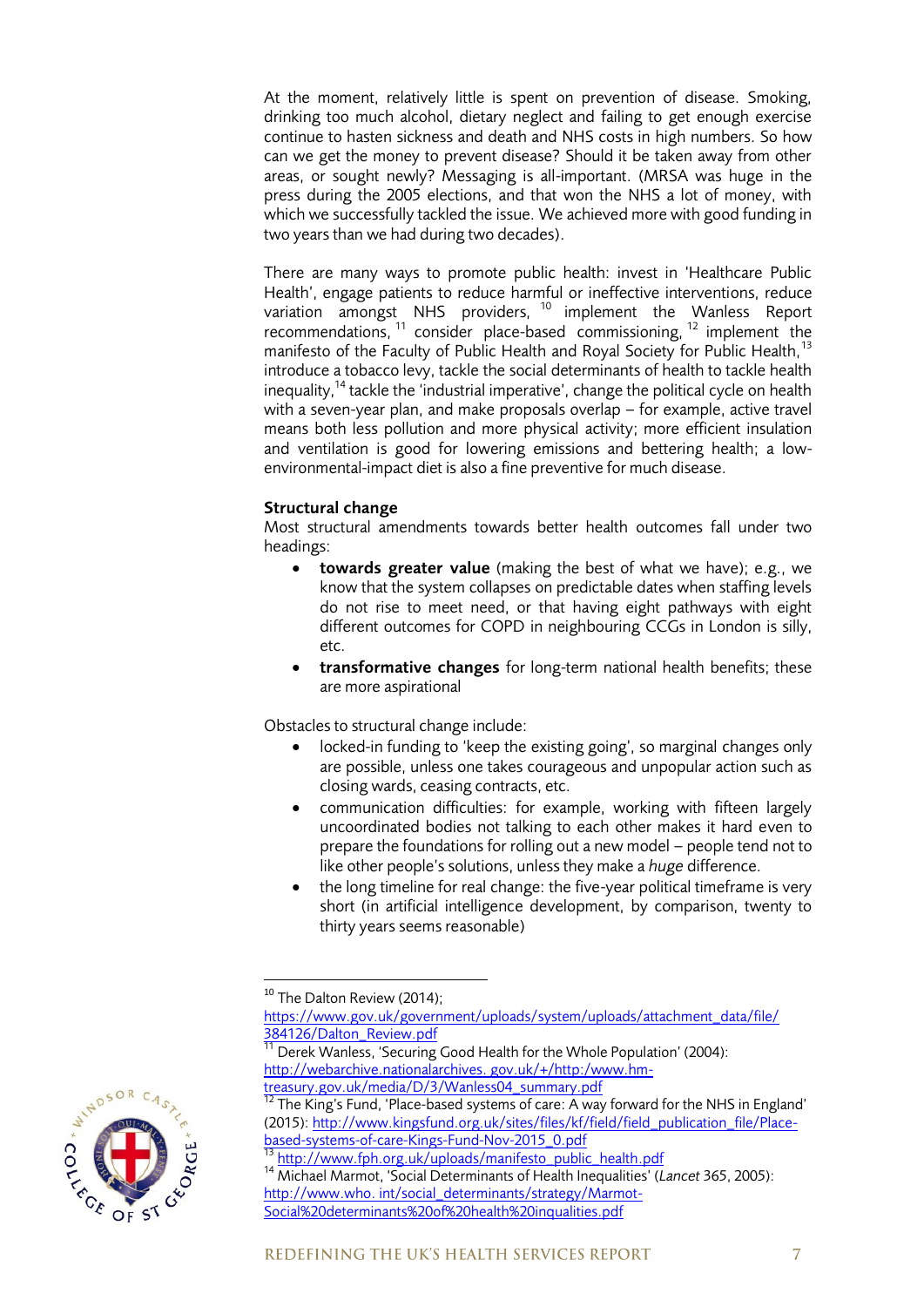At the moment, relatively little is spent on prevention of disease. Smoking, drinking too much alcohol, dietary neglect and failing to get enough exercise continue to hasten sickness and death and NHS costs in high numbers. So how can we get the money to prevent disease? Should it be taken away from other areas, or sought newly? Messaging is all-important. (MRSA was huge in the press during the 2005 elections, and that won the NHS a lot of money, with which we successfully tackled the issue. We achieved more with good funding in two years than we had during two decades).

There are many ways to promote public health: invest in 'Healthcare Public Health', engage patients to reduce harmful or ineffective interventions, reduce variation amongst NHS providers,[10] implement the Wanless Report recommendations,[11] consider place-based commissioning,[12] implement the manifesto of the Faculty of Public Health and Royal Society for Public Health,[13] introduce a tobacco levy, tackle the social determinants of health to tackle health inequality,[14] tackle the 'industrial imperative', change the political cycle on health with a seven-year plan, and make proposals overlap – for example, active travel means both less pollution and more physical activity; more efficient insulation and ventilation is good for lowering emissions and bettering health; a low-environmental-impact diet is also a fine preventive for much disease.

**Structural change**

Most structural amendments towards better health outcomes fall under two headings:

- **towards greater value** (making the best of what we have); e.g., we know that the system collapses on predictable dates when staffing levels do not rise to meet need, or that having eight pathways with eight different outcomes for COPD in neighbouring CCGs in London is silly, etc.
- **transformative changes** for long-term national health benefits; these are more aspirational

Obstacles to structural change include:

- locked-in funding to 'keep the existing going', so marginal changes only are possible, unless one takes courageous and unpopular action such as closing wards, ceasing contracts, etc.
- communication difficulties: for example, working with fifteen largely uncoordinated bodies not talking to each other makes it hard even to prepare the foundations for rolling out a new model – people tend not to like other people's solutions, unless they make a *huge* difference.
- the long timeline for real change: the five-year political timeframe is very short (in artificial intelligence development, by comparison, twenty to thirty years seems reasonable)

---

[10] The Dalton Review (2014); https://www.gov.uk/government/uploads/system/uploads/attachment_data/file/384126/Dalton_Review.pdf

[11] Derek Wanless, 'Securing Good Health for the Whole Population' (2004): http://webarchive.nationalarchives. gov.uk/+/http:/www.hm-treasury.gov.uk/media/D/3/Wanless04_summary.pdf

[12] The King's Fund, 'Place-based systems of care: A way forward for the NHS in England' (2015): http://www.kingsfund.org.uk/sites/files/kf/field/field_publication_file/Place-based-systems-of-care-Kings-Fund-Nov-2015_0.pdf

[13] http://www.fph.org.uk/uploads/manifesto_public_health.pdf

[14] Michael Marmot, 'Social Determinants of Health Inequalities' (*Lancet* 365, 2005): http://www.who. int/social_determinants/strategy/Marmot-Social%20determinants%20of%20health%20inqualities.pdf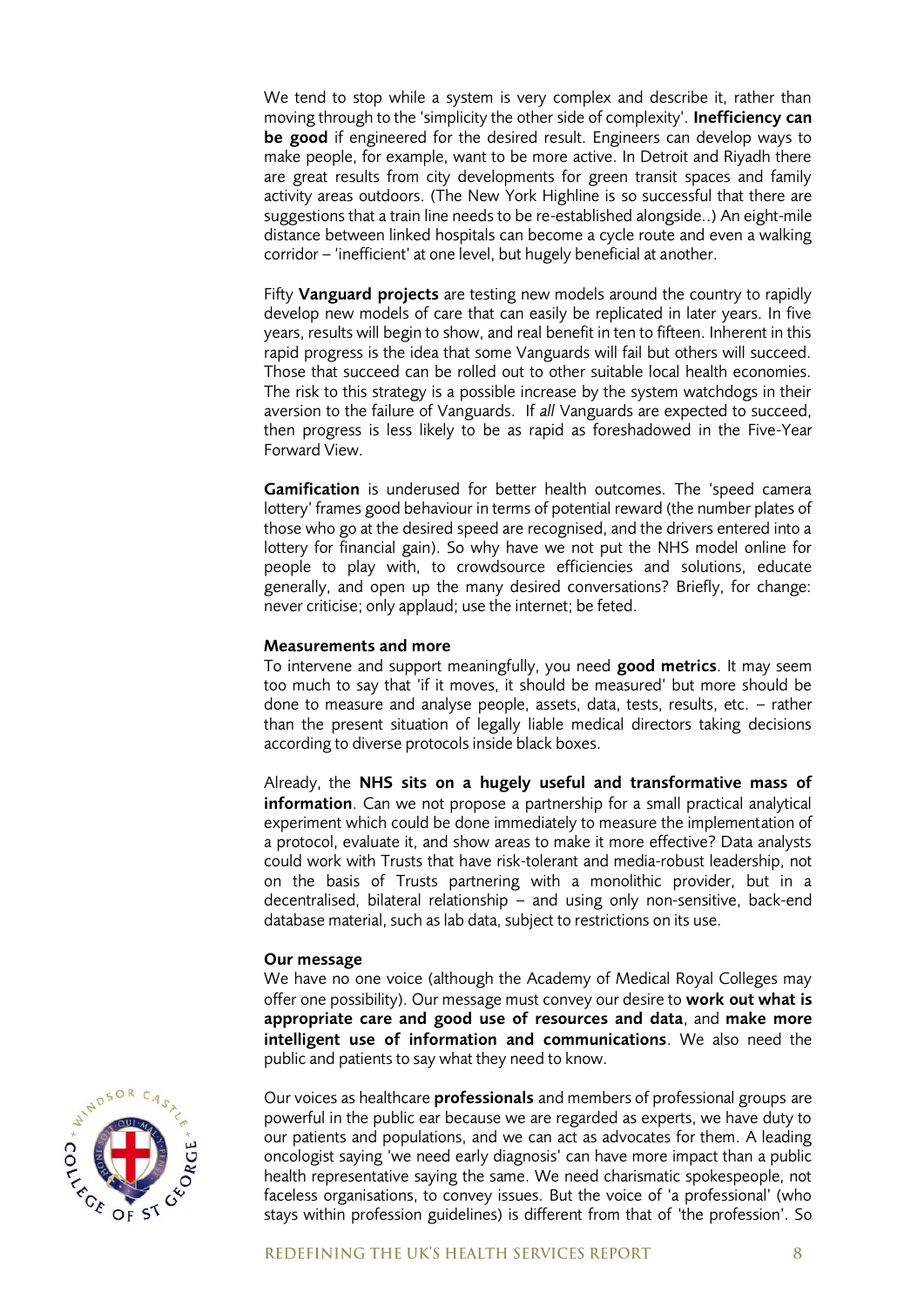We tend to stop while a system is very complex and describe it, rather than moving through to the 'simplicity the other side of complexity'. **Inefficiency can be good** if engineered for the desired result. Engineers can develop ways to make people, for example, want to be more active. In Detroit and Riyadh there are great results from city developments for green transit spaces and family activity areas outdoors. (The New York Highline is so successful that there are suggestions that a train line needs to be re-established alongside..) An eight-mile distance between linked hospitals can become a cycle route and even a walking corridor – 'inefficient' at one level, but hugely beneficial at another.

Fifty **Vanguard projects** are testing new models around the country to rapidly develop new models of care that can easily be replicated in later years. In five years, results will begin to show, and real benefit in ten to fifteen. Inherent in this rapid progress is the idea that some Vanguards will fail but others will succeed. Those that succeed can be rolled out to other suitable local health economies. The risk to this strategy is a possible increase by the system watchdogs in their aversion to the failure of Vanguards. If *all* Vanguards are expected to succeed, then progress is less likely to be as rapid as foreshadowed in the Five-Year Forward View.

**Gamification** is underused for better health outcomes. The 'speed camera lottery' frames good behaviour in terms of potential reward (the number plates of those who go at the desired speed are recognised, and the drivers entered into a lottery for financial gain). So why have we not put the NHS model online for people to play with, to crowdsource efficiencies and solutions, educate generally, and open up the many desired conversations? Briefly, for change: never criticise; only applaud; use the internet; be feted.

#### Measurements and more

To intervene and support meaningfully, you need **good metrics**. It may seem too much to say that 'if it moves, it should be measured' but more should be done to measure and analyse people, assets, data, tests, results, etc. – rather than the present situation of legally liable medical directors taking decisions according to diverse protocols inside black boxes.

Already, the **NHS sits on a hugely useful and transformative mass of information**. Can we not propose a partnership for a small practical analytical experiment which could be done immediately to measure the implementation of a protocol, evaluate it, and show areas to make it more effective? Data analysts could work with Trusts that have risk-tolerant and media-robust leadership, not on the basis of Trusts partnering with a monolithic provider, but in a decentralised, bilateral relationship – and using only non-sensitive, back-end database material, such as lab data, subject to restrictions on its use.

#### Our message

We have no one voice (although the Academy of Medical Royal Colleges may offer one possibility). Our message must convey our desire to **work out what is appropriate care and good use of resources and data**, and **make more intelligent use of information and communications**. We also need the public and patients to say what they need to know.

Our voices as healthcare **professionals** and members of professional groups are powerful in the public ear because we are regarded as experts, we have duty to our patients and populations, and we can act as advocates for them. A leading oncologist saying 'we need early diagnosis' can have more impact than a public health representative saying the same. We need charismatic spokespeople, not faceless organisations, to convey issues. But the voice of 'a professional' (who stays within profession guidelines) is different from that of 'the profession'. So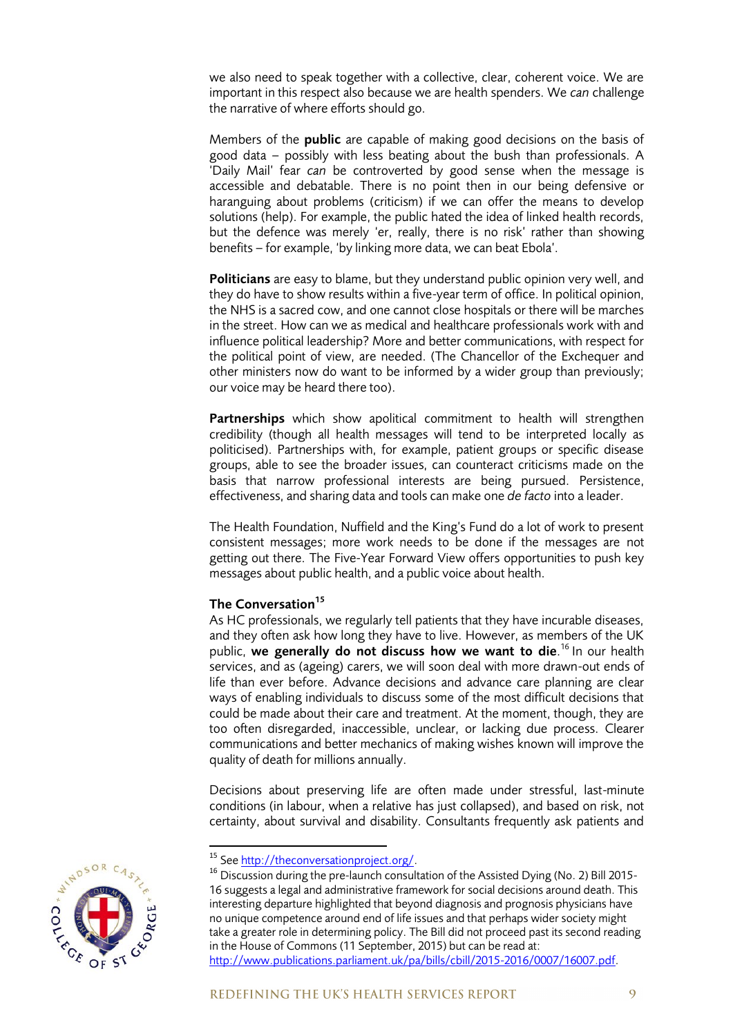we also need to speak together with a collective, clear, coherent voice. We are important in this respect also because we are health spenders. We *can* challenge the narrative of where efforts should go.

Members of the **public** are capable of making good decisions on the basis of good data – possibly with less beating about the bush than professionals. A 'Daily Mail' fear *can* be controverted by good sense when the message is accessible and debatable. There is no point then in our being defensive or haranguing about problems (criticism) if we can offer the means to develop solutions (help). For example, the public hated the idea of linked health records, but the defence was merely 'er, really, there is no risk' rather than showing benefits – for example, 'by linking more data, we can beat Ebola'.

**Politicians** are easy to blame, but they understand public opinion very well, and they do have to show results within a five-year term of office. In political opinion, the NHS is a sacred cow, and one cannot close hospitals or there will be marches in the street. How can we as medical and healthcare professionals work with and influence political leadership? More and better communications, with respect for the political point of view, are needed. (The Chancellor of the Exchequer and other ministers now do want to be informed by a wider group than previously; our voice may be heard there too).

**Partnerships** which show apolitical commitment to health will strengthen credibility (though all health messages will tend to be interpreted locally as politicised). Partnerships with, for example, patient groups or specific disease groups, able to see the broader issues, can counteract criticisms made on the basis that narrow professional interests are being pursued. Persistence, effectiveness, and sharing data and tools can make one *de facto* into a leader.

The Health Foundation, Nuffield and the King's Fund do a lot of work to present consistent messages; more work needs to be done if the messages are not getting out there. The Five-Year Forward View offers opportunities to push key messages about public health, and a public voice about health.

### The Conversation[15]

As HC professionals, we regularly tell patients that they have incurable diseases, and they often ask how long they have to live. However, as members of the UK public, **we generally do not discuss how we want to die**.[16] In our health services, and as (ageing) carers, we will soon deal with more drawn-out ends of life than ever before. Advance decisions and advance care planning are clear ways of enabling individuals to discuss some of the most difficult decisions that could be made about their care and treatment. At the moment, though, they are too often disregarded, inaccessible, unclear, or lacking due process. Clearer communications and better mechanics of making wishes known will improve the quality of death for millions annually.

Decisions about preserving life are often made under stressful, last-minute conditions (in labour, when a relative has just collapsed), and based on risk, not certainty, about survival and disability. Consultants frequently ask patients and

---

[15] See http://theconversationproject.org/.

[16] Discussion during the pre-launch consultation of the Assisted Dying (No. 2) Bill 2015-16 suggests a legal and administrative framework for social decisions around death. This interesting departure highlighted that beyond diagnosis and prognosis physicians have no unique competence around end of life issues and that perhaps wider society might take a greater role in determining policy. The Bill did not proceed past its second reading in the House of Commons (11 September, 2015) but can be read at: http://www.publications.parliament.uk/pa/bills/cbill/2015-2016/0007/16007.pdf.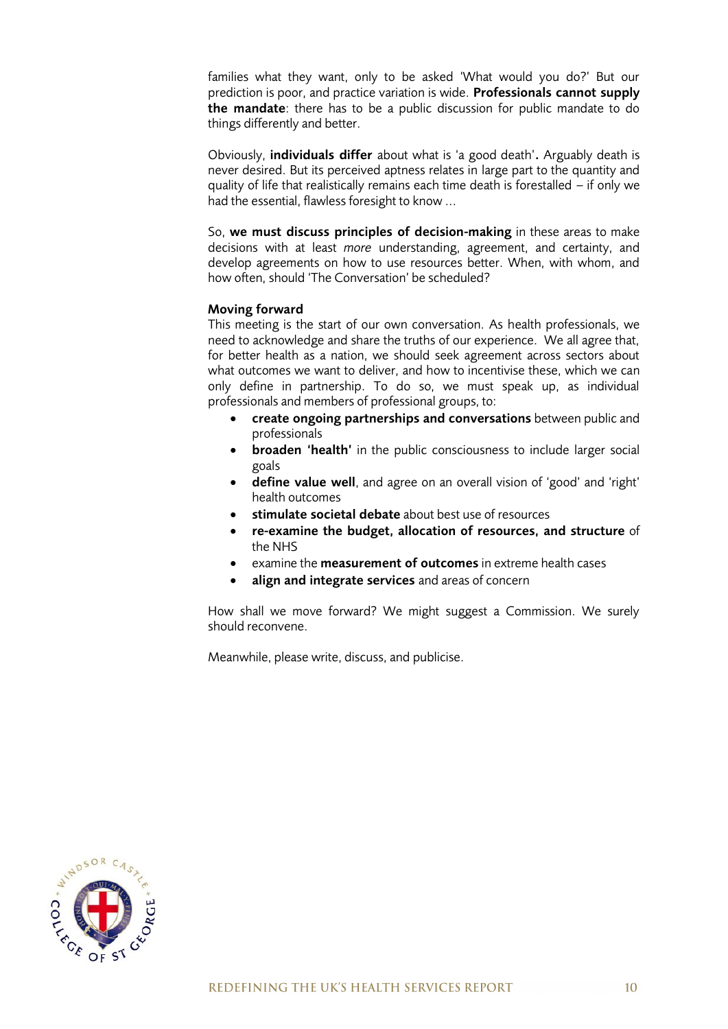families what they want, only to be asked 'What would you do?' But our prediction is poor, and practice variation is wide. **Professionals cannot supply the mandate**: there has to be a public discussion for public mandate to do things differently and better.

Obviously, **individuals differ** about what is 'a good death'**.** Arguably death is never desired. But its perceived aptness relates in large part to the quantity and quality of life that realistically remains each time death is forestalled – if only we had the essential, flawless foresight to know ...

So, **we must discuss principles of decision-making** in these areas to make decisions with at least *more* understanding, agreement, and certainty, and develop agreements on how to use resources better. When, with whom, and how often, should 'The Conversation' be scheduled?

**Moving forward**

This meeting is the start of our own conversation. As health professionals, we need to acknowledge and share the truths of our experience. We all agree that, for better health as a nation, we should seek agreement across sectors about what outcomes we want to deliver, and how to incentivise these, which we can only define in partnership. To do so, we must speak up, as individual professionals and members of professional groups, to:

- **create ongoing partnerships and conversations** between public and professionals
- **broaden 'health'** in the public consciousness to include larger social goals
- **define value well**, and agree on an overall vision of 'good' and 'right' health outcomes
- **stimulate societal debate** about best use of resources
- **re-examine the budget, allocation of resources, and structure** of the NHS
- examine the **measurement of outcomes** in extreme health cases
- **align and integrate services** and areas of concern

How shall we move forward? We might suggest a Commission. We surely should reconvene.

Meanwhile, please write, discuss, and publicise.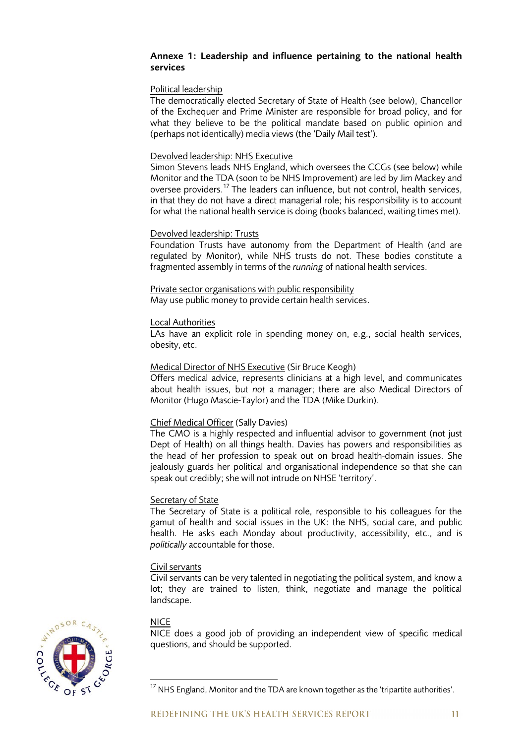**Annexe 1: Leadership and influence pertaining to the national health services**

Political leadership

The democratically elected Secretary of State of Health (see below), Chancellor of the Exchequer and Prime Minister are responsible for broad policy, and for what they believe to be the political mandate based on public opinion and (perhaps not identically) media views (the 'Daily Mail test').

Devolved leadership: NHS Executive

Simon Stevens leads NHS England, which oversees the CCGs (see below) while Monitor and the TDA (soon to be NHS Improvement) are led by Jim Mackey and oversee providers.[17] The leaders can influence, but not control, health services, in that they do not have a direct managerial role; his responsibility is to account for what the national health service is doing (books balanced, waiting times met).

Devolved leadership: Trusts

Foundation Trusts have autonomy from the Department of Health (and are regulated by Monitor), while NHS trusts do not. These bodies constitute a fragmented assembly in terms of the *running* of national health services.

Private sector organisations with public responsibility

May use public money to provide certain health services.

Local Authorities

LAs have an explicit role in spending money on, e.g., social health services, obesity, etc.

Medical Director of NHS Executive (Sir Bruce Keogh)

Offers medical advice, represents clinicians at a high level, and communicates about health issues, but *not* a manager; there also Medical Directors of Monitor (Hugo Mascie-Taylor) and the TDA (Mike Durkin).

Chief Medical Officer (Sally Davies)

The CMO is a highly respected and influential advisor to government (not just Dept of Health) on all things health. Davies has powers and responsibilities as the head of her profession to speak out on broad health-domain issues. She jealously guards her political and organisational independence so that she can speak out credibly; she will not intrude on NHSE 'territory'.

Secretary of State

The Secretary of State is a political role, responsible to his colleagues for the gamut of health and social issues in the UK: the NHS, social care, and public health. He asks each Monday about productivity, accessibility, etc., and is *politically* accountable for those.

Civil servants

Civil servants can be very talented in negotiating the political system, and know a lot; they are trained to listen, think, negotiate and manage the political landscape.

NICE

NICE does a good job of providing an independent view of specific medical questions, and should be supported.

[17] NHS England, Monitor and the TDA are known together as the 'tripartite authorities'.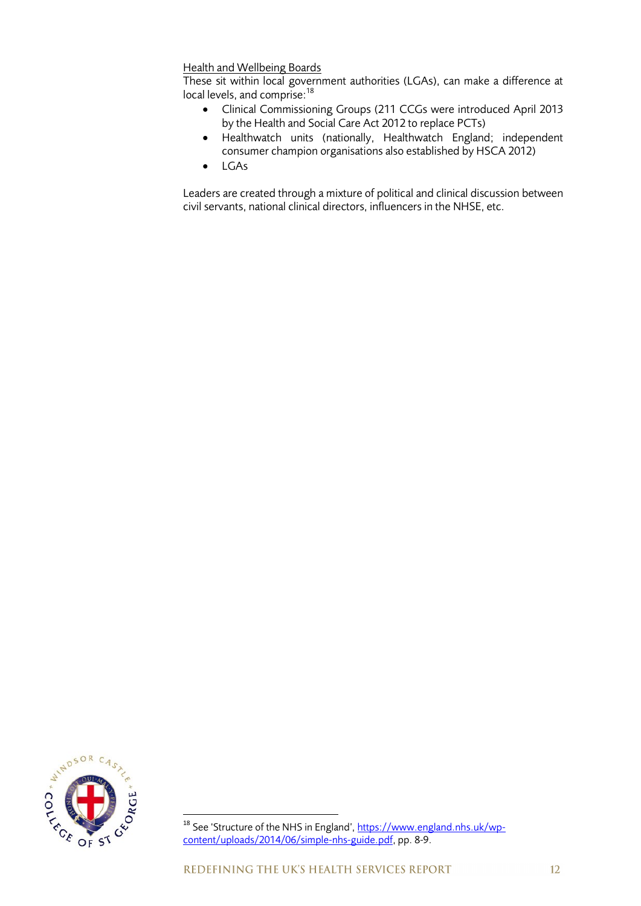<u>Health and Wellbeing Boards</u>

These sit within local government authorities (LGAs), can make a difference at local levels, and comprise:[18]

- Clinical Commissioning Groups (211 CCGs were introduced April 2013 by the Health and Social Care Act 2012 to replace PCTs)
- Healthwatch units (nationally, Healthwatch England; independent consumer champion organisations also established by HSCA 2012)
- LGAs

Leaders are created through a mixture of political and clinical discussion between civil servants, national clinical directors, influencers in the NHSE, etc.

---

[18] See 'Structure of the NHS in England', [https://www.england.nhs.uk/wp-content/uploads/2014/06/simple-nhs-guide.pdf](https://www.england.nhs.uk/wp-content/uploads/2014/06/simple-nhs-guide.pdf), pp. 8-9.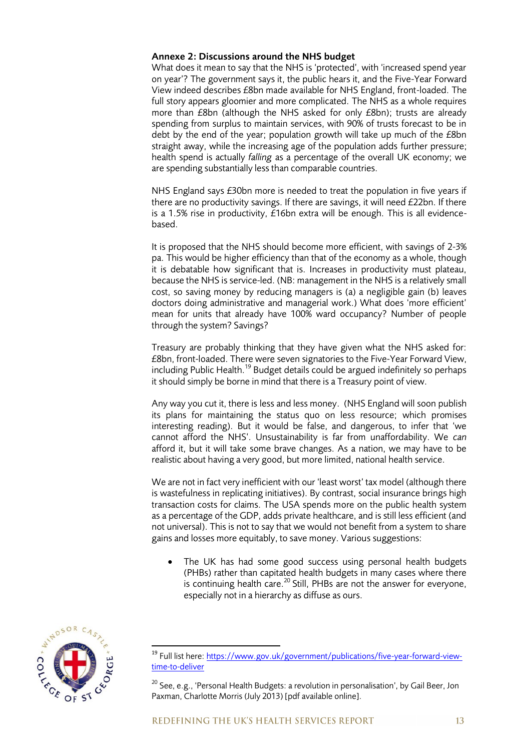**Annexe 2: Discussions around the NHS budget**

What does it mean to say that the NHS is 'protected', with 'increased spend year on year'? The government says it, the public hears it, and the Five-Year Forward View indeed describes £8bn made available for NHS England, front-loaded. The full story appears gloomier and more complicated. The NHS as a whole requires more than £8bn (although the NHS asked for only £8bn); trusts are already spending from surplus to maintain services, with 90% of trusts forecast to be in debt by the end of the year; population growth will take up much of the £8bn straight away, while the increasing age of the population adds further pressure; health spend is actually *falling* as a percentage of the overall UK economy; we are spending substantially less than comparable countries.

NHS England says £30bn more is needed to treat the population in five years if there are no productivity savings. If there are savings, it will need £22bn. If there is a 1.5% rise in productivity, £16bn extra will be enough. This is all evidence-based.

It is proposed that the NHS should become more efficient, with savings of 2-3% pa. This would be higher efficiency than that of the economy as a whole, though it is debatable how significant that is. Increases in productivity must plateau, because the NHS is service-led. (NB: management in the NHS is a relatively small cost, so saving money by reducing managers is (a) a negligible gain (b) leaves doctors doing administrative and managerial work.) What does 'more efficient' mean for units that already have 100% ward occupancy? Number of people through the system? Savings?

Treasury are probably thinking that they have given what the NHS asked for: £8bn, front-loaded. There were seven signatories to the Five-Year Forward View, including Public Health.[19] Budget details could be argued indefinitely so perhaps it should simply be borne in mind that there is a Treasury point of view.

Any way you cut it, there is less and less money. (NHS England will soon publish its plans for maintaining the status quo on less resource; which promises interesting reading). But it would be false, and dangerous, to infer that 'we cannot afford the NHS'. Unsustainability is far from unaffordability. We *can* afford it, but it will take some brave changes. As a nation, we may have to be realistic about having a very good, but more limited, national health service.

We are not in fact very inefficient with our 'least worst' tax model (although there is wastefulness in replicating initiatives). By contrast, social insurance brings high transaction costs for claims. The USA spends more on the public health system as a percentage of the GDP, adds private healthcare, and is still less efficient (and not universal). This is not to say that we would not benefit from a system to share gains and losses more equitably, to save money. Various suggestions:

- The UK has had some good success using personal health budgets (PHBs) rather than capitated health budgets in many cases where there is continuing health care.[20] Still, PHBs are not the answer for everyone, especially not in a hierarchy as diffuse as ours.

---

[19] Full list here: https://www.gov.uk/government/publications/five-year-forward-view-time-to-deliver

[20] See, e.g., 'Personal Health Budgets: a revolution in personalisation', by Gail Beer, Jon Paxman, Charlotte Morris (July 2013) [pdf available online].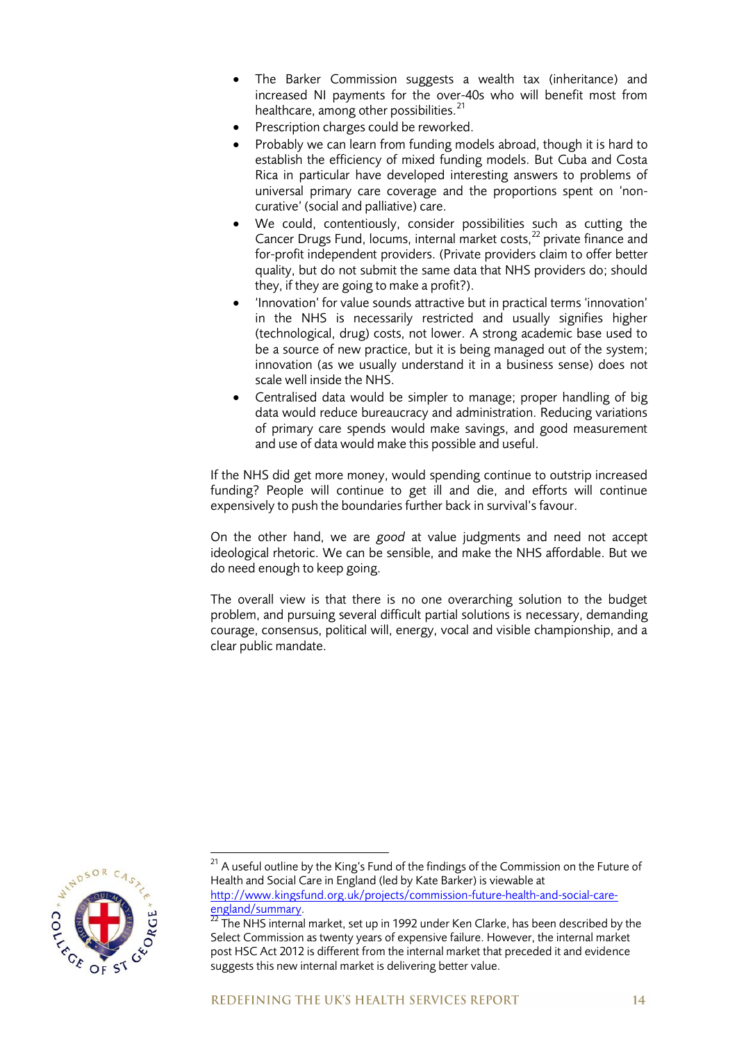- The Barker Commission suggests a wealth tax (inheritance) and increased NI payments for the over-40s who will benefit most from healthcare, among other possibilities.[21]
- Prescription charges could be reworked.
- Probably we can learn from funding models abroad, though it is hard to establish the efficiency of mixed funding models. But Cuba and Costa Rica in particular have developed interesting answers to problems of universal primary care coverage and the proportions spent on 'non-curative' (social and palliative) care.
- We could, contentiously, consider possibilities such as cutting the Cancer Drugs Fund, locums, internal market costs,[22] private finance and for-profit independent providers. (Private providers claim to offer better quality, but do not submit the same data that NHS providers do; should they, if they are going to make a profit?).
- 'Innovation' for value sounds attractive but in practical terms 'innovation' in the NHS is necessarily restricted and usually signifies higher (technological, drug) costs, not lower. A strong academic base used to be a source of new practice, but it is being managed out of the system; innovation (as we usually understand it in a business sense) does not scale well inside the NHS.
- Centralised data would be simpler to manage; proper handling of big data would reduce bureaucracy and administration. Reducing variations of primary care spends would make savings, and good measurement and use of data would make this possible and useful.

If the NHS did get more money, would spending continue to outstrip increased funding? People will continue to get ill and die, and efforts will continue expensively to push the boundaries further back in survival's favour.

On the other hand, we are *good* at value judgments and need not accept ideological rhetoric. We can be sensible, and make the NHS affordable. But we do need enough to keep going.

The overall view is that there is no one overarching solution to the budget problem, and pursuing several difficult partial solutions is necessary, demanding courage, consensus, political will, energy, vocal and visible championship, and a clear public mandate.

---

[21] A useful outline by the King's Fund of the findings of the Commission on the Future of Health and Social Care in England (led by Kate Barker) is viewable at http://www.kingsfund.org.uk/projects/commission-future-health-and-social-care-england/summary.

[22] The NHS internal market, set up in 1992 under Ken Clarke, has been described by the Select Commission as twenty years of expensive failure. However, the internal market post HSC Act 2012 is different from the internal market that preceded it and evidence suggests this new internal market is delivering better value.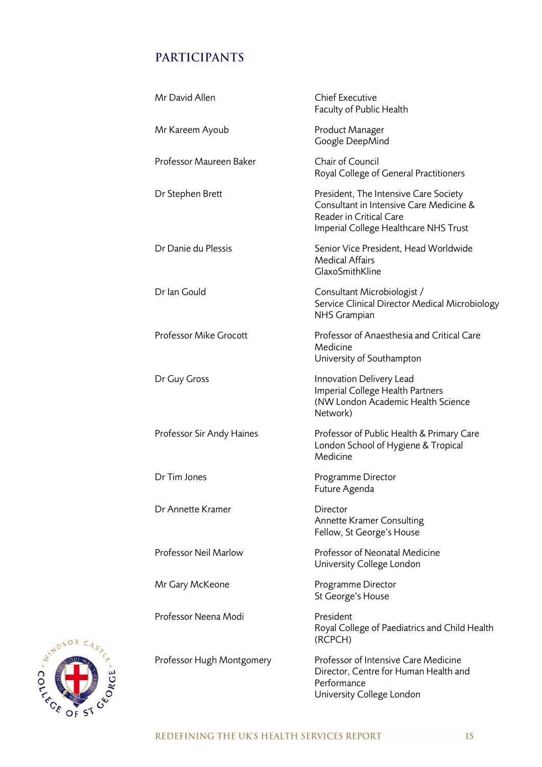## PARTICIPANTS

| | |
|---|---|
| Mr David Allen | Chief Executive<br>Faculty of Public Health |
| Mr Kareem Ayoub | Product Manager<br>Google DeepMind |
| Professor Maureen Baker | Chair of Council<br>Royal College of General Practitioners |
| Dr Stephen Brett | President, The Intensive Care Society<br>Consultant in Intensive Care Medicine & Reader in Critical Care<br>Imperial College Healthcare NHS Trust |
| Dr Danie du Plessis | Senior Vice President, Head Worldwide Medical Affairs<br>GlaxoSmithKline |
| Dr Ian Gould | Consultant Microbiologist /<br>Service Clinical Director Medical Microbiology<br>NHS Grampian |
| Professor Mike Grocott | Professor of Anaesthesia and Critical Care Medicine<br>University of Southampton |
| Dr Guy Gross | Innovation Delivery Lead<br>Imperial College Health Partners<br>(NW London Academic Health Science Network) |
| Professor Sir Andy Haines | Professor of Public Health & Primary Care<br>London School of Hygiene & Tropical Medicine |
| Dr Tim Jones | Programme Director<br>Future Agenda |
| Dr Annette Kramer | Director<br>Annette Kramer Consulting<br>Fellow, St George's House |
| Professor Neil Marlow | Professor of Neonatal Medicine<br>University College London |
| Mr Gary McKeone | Programme Director<br>St George's House |
| Professor Neena Modi | President<br>Royal College of Paediatrics and Child Health (RCPCH) |
| Professor Hugh Montgomery | Professor of Intensive Care Medicine<br>Director, Centre for Human Health and Performance<br>University College London |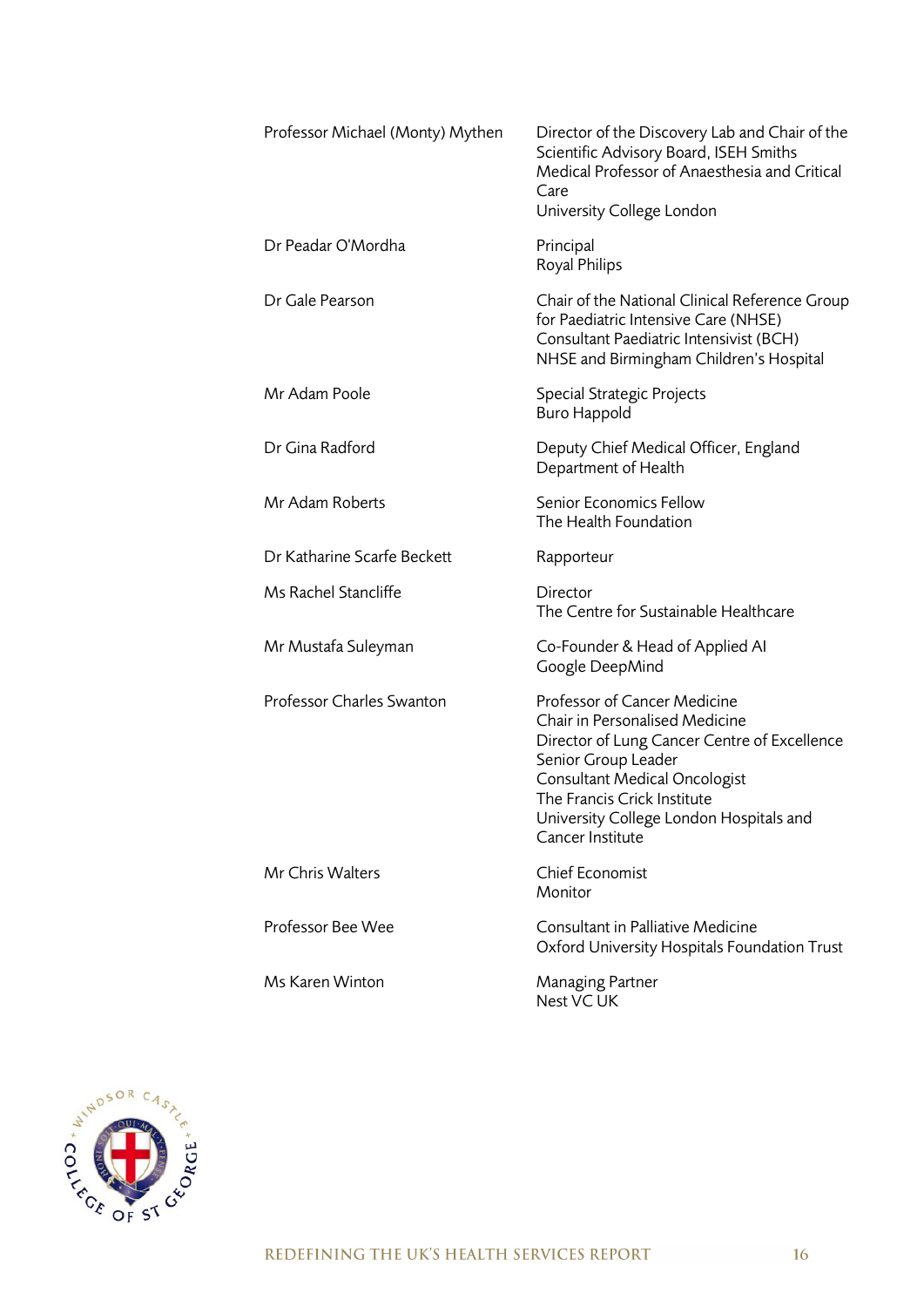| | |
|---|---|
| Professor Michael (Monty) Mythen | Director of the Discovery Lab and Chair of the Scientific Advisory Board, ISEH Smiths Medical Professor of Anaesthesia and Critical Care<br>University College London |
| Dr Peadar O'Mordha | Principal<br>Royal Philips |
| Dr Gale Pearson | Chair of the National Clinical Reference Group for Paediatric Intensive Care (NHSE)<br>Consultant Paediatric Intensivist (BCH)<br>NHSE and Birmingham Children's Hospital |
| Mr Adam Poole | Special Strategic Projects<br>Buro Happold |
| Dr Gina Radford | Deputy Chief Medical Officer, England<br>Department of Health |
| Mr Adam Roberts | Senior Economics Fellow<br>The Health Foundation |
| Dr Katharine Scarfe Beckett | Rapporteur |
| Ms Rachel Stancliffe | Director<br>The Centre for Sustainable Healthcare |
| Mr Mustafa Suleyman | Co-Founder & Head of Applied AI<br>Google DeepMind |
| Professor Charles Swanton | Professor of Cancer Medicine<br>Chair in Personalised Medicine<br>Director of Lung Cancer Centre of Excellence<br>Senior Group Leader<br>Consultant Medical Oncologist<br>The Francis Crick Institute<br>University College London Hospitals and Cancer Institute |
| Mr Chris Walters | Chief Economist<br>Monitor |
| Professor Bee Wee | Consultant in Palliative Medicine<br>Oxford University Hospitals Foundation Trust |
| Ms Karen Winton | Managing Partner<br>Nest VC UK |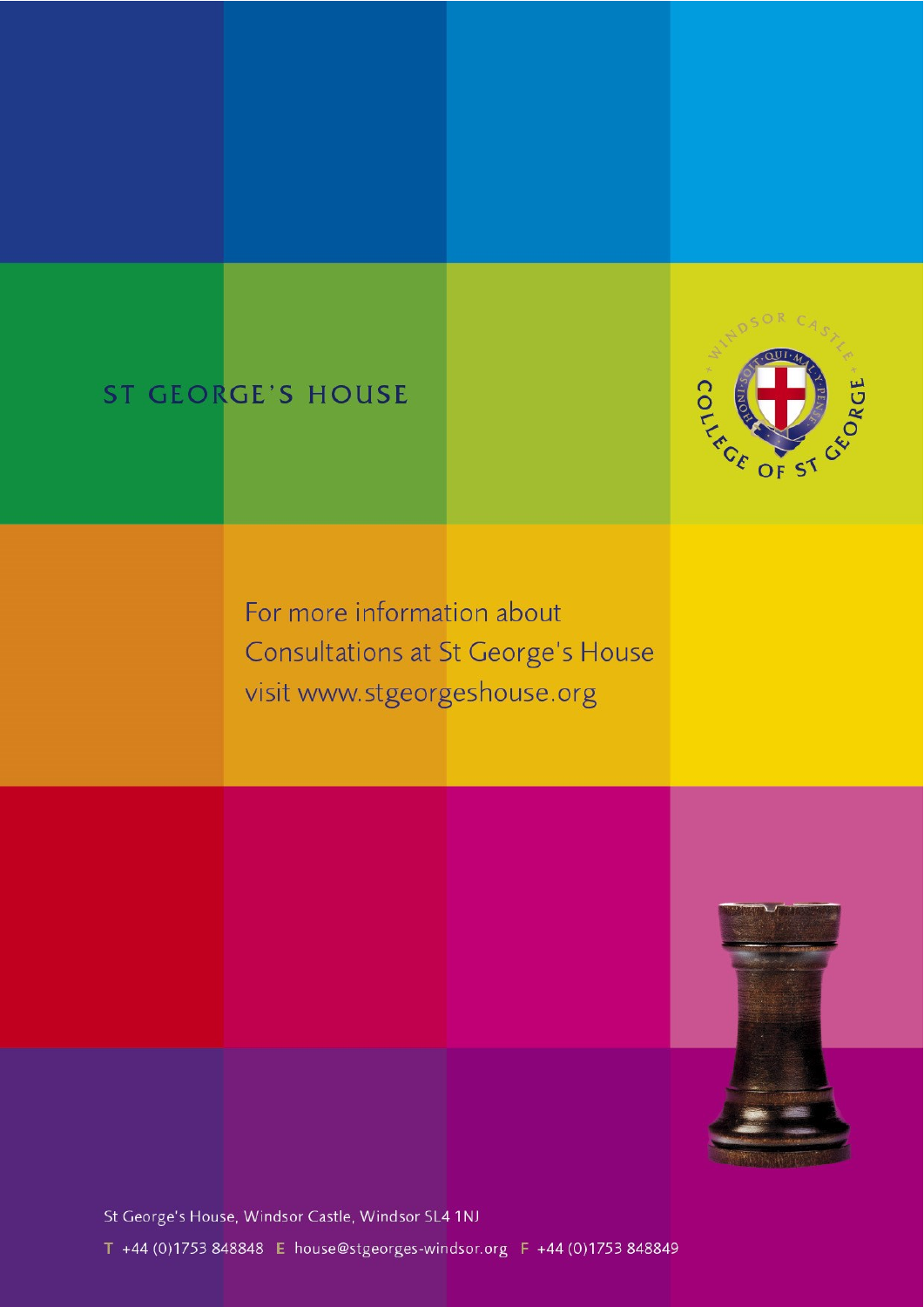ST GEORGE'S HOUSE

For more information about Consultations at St George's House visit www.stgeorgeshouse.org

St George's House, Windsor Castle, Windsor SL4 1NJ

T +44 (0)1753 848848 E house@stgeorges-windsor.org F +44 (0)1753 848849